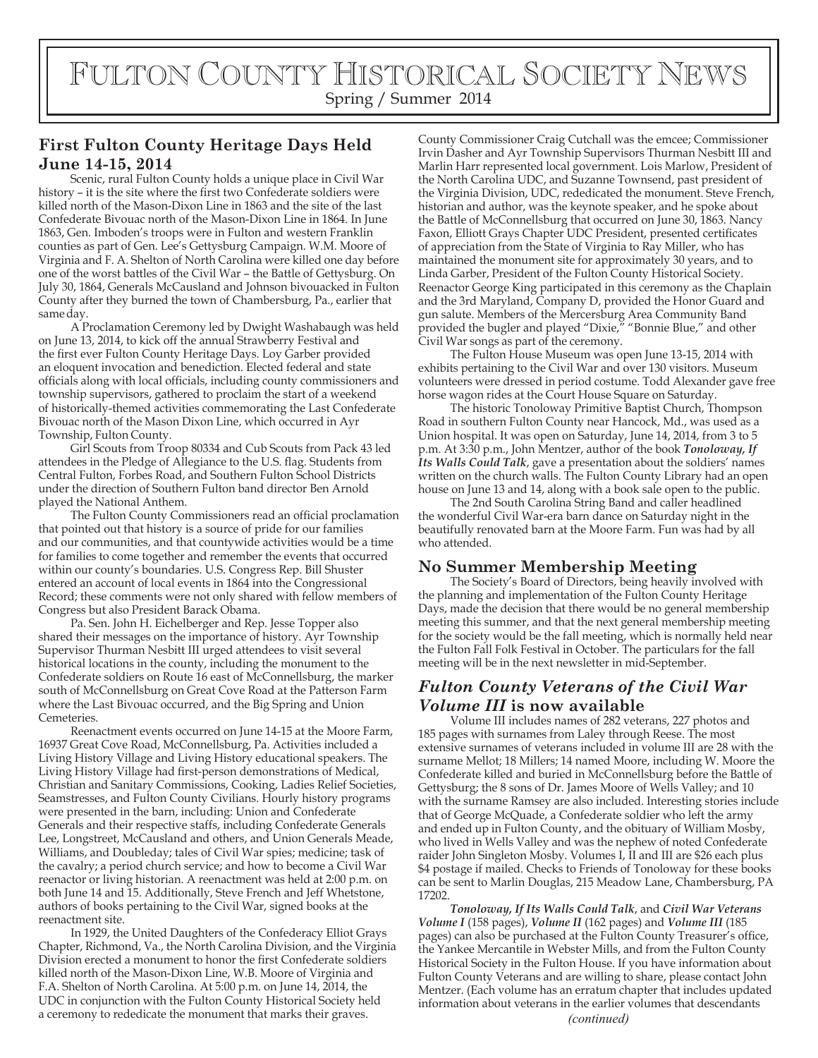# Fulton County Historical Society News

Spring / Summer 2014

## First Fulton County Heritage Days Held June 14-15, 2014

Scenic, rural Fulton County holds a unique place in Civil War history – it is the site where the first two Confederate soldiers were killed north of the Mason-Dixon Line in 1863 and the site of the last Confederate Bivouac north of the Mason-Dixon Line in 1864. In June 1863, Gen. Imboden's troops were in Fulton and western Franklin counties as part of Gen. Lee's Gettysburg Campaign. W.M. Moore of Virginia and F. A. Shelton of North Carolina were killed one day before one of the worst battles of the Civil War – the Battle of Gettysburg. On July 30, 1864, Generals McCausland and Johnson bivouacked in Fulton County after they burned the town of Chambersburg, Pa., earlier that same day.

A Proclamation Ceremony led by Dwight Washabaugh was held on June 13, 2014, to kick off the annual Strawberry Festival and the first ever Fulton County Heritage Days. Loy Garber provided an eloquent invocation and benediction. Elected federal and state officials along with local officials, including county commissioners and township supervisors, gathered to proclaim the start of a weekend of historically-themed activities commemorating the Last Confederate Bivouac north of the Mason Dixon Line, which occurred in Ayr Township, Fulton County.

Girl Scouts from Troop 80334 and Cub Scouts from Pack 43 led attendees in the Pledge of Allegiance to the U.S. flag. Students from Central Fulton, Forbes Road, and Southern Fulton School Districts under the direction of Southern Fulton band director Ben Arnold played the National Anthem.

The Fulton County Commissioners read an official proclamation that pointed out that history is a source of pride for our families and our communities, and that countywide activities would be a time for families to come together and remember the events that occurred within our county's boundaries. U.S. Congress Rep. Bill Shuster entered an account of local events in 1864 into the Congressional Record; these comments were not only shared with fellow members of Congress but also President Barack Obama.

Pa. Sen. John H. Eichelberger and Rep. Jesse Topper also shared their messages on the importance of history. Ayr Township Supervisor Thurman Nesbitt III urged attendees to visit several historical locations in the county, including the monument to the Confederate soldiers on Route 16 east of McConnellsburg, the marker south of McConnellsburg on Great Cove Road at the Patterson Farm where the Last Bivouac occurred, and the Big Spring and Union Cemeteries.

Reenactment events occurred on June 14-15 at the Moore Farm, 16937 Great Cove Road, McConnellsburg, Pa. Activities included a Living History Village and Living History educational speakers. The Living History Village had first-person demonstrations of Medical, Christian and Sanitary Commissions, Cooking, Ladies Relief Societies, Seamstresses, and Fulton County Civilians. Hourly history programs were presented in the barn, including: Union and Confederate Generals and their respective staffs, including Confederate Generals Lee, Longstreet, McCausland and others, and Union Generals Meade, Williams, and Doubleday; tales of Civil War spies; medicine; task of the cavalry; a period church service; and how to become a Civil War reenactor or living historian. A reenactment was held at 2:00 p.m. on both June 14 and 15. Additionally, Steve French and Jeff Whetstone, authors of books pertaining to the Civil War, signed books at the reenactment site.

In 1929, the United Daughters of the Confederacy Elliot Grays Chapter, Richmond, Va., the North Carolina Division, and the Virginia Division erected a monument to honor the first Confederate soldiers killed north of the Mason-Dixon Line, W.B. Moore of Virginia and F.A. Shelton of North Carolina. At 5:00 p.m. on June 14, 2014, the UDC in conjunction with the Fulton County Historical Society held a ceremony to rededicate the monument that marks their graves. County Commissioner Craig Cutchall was the emcee; Commissioner Irvin Dasher and Ayr Township Supervisors Thurman Nesbitt III and Marlin Harr represented local government. Lois Marlow, President of the North Carolina UDC, and Suzanne Townsend, past president of the Virginia Division, UDC, rededicated the monument. Steve French, historian and author, was the keynote speaker, and he spoke about the Battle of McConnellsburg that occurred on June 30, 1863. Nancy Faxon, Elliott Grays Chapter UDC President, presented certificates of appreciation from the State of Virginia to Ray Miller, who has maintained the monument site for approximately 30 years, and to Linda Garber, President of the Fulton County Historical Society. Reenactor George King participated in this ceremony as the Chaplain and the 3rd Maryland, Company D, provided the Honor Guard and gun salute. Members of the Mercersburg Area Community Band provided the bugler and played "Dixie," "Bonnie Blue," and other Civil War songs as part of the ceremony.

The Fulton House Museum was open June 13-15, 2014 with exhibits pertaining to the Civil War and over 130 visitors. Museum volunteers were dressed in period costume. Todd Alexander gave free horse wagon rides at the Court House Square on Saturday.

The historic Tonoloway Primitive Baptist Church, Thompson Road in southern Fulton County near Hancock, Md., was used as a Union hospital. It was open on Saturday, June 14, 2014, from 3 to 5 p.m. At 3:30 p.m., John Mentzer, author of the book ***Tonoloway, If Its Walls Could Talk***, gave a presentation about the soldiers' names written on the church walls. The Fulton County Library had an open house on June 13 and 14, along with a book sale open to the public.

The 2nd South Carolina String Band and caller headlined the wonderful Civil War-era barn dance on Saturday night in the beautifully renovated barn at the Moore Farm. Fun was had by all who attended.

## No Summer Membership Meeting

The Society's Board of Directors, being heavily involved with the planning and implementation of the Fulton County Heritage Days, made the decision that there would be no general membership meeting this summer, and that the next general membership meeting for the society would be the fall meeting, which is normally held near the Fulton Fall Folk Festival in October. The particulars for the fall meeting will be in the next newsletter in mid-September.

## *Fulton County Veterans of the Civil War Volume III* is now available

Volume III includes names of 282 veterans, 227 photos and 185 pages with surnames from Laley through Reese. The most extensive surnames of veterans included in volume III are 28 with the surname Mellot; 18 Millers; 14 named Moore, including W. Moore the Confederate killed and buried in McConnellsburg before the Battle of Gettysburg; the 8 sons of Dr. James Moore of Wells Valley; and 10 with the surname Ramsey are also included. Interesting stories include that of George McQuade, a Confederate soldier who left the army and ended up in Fulton County, and the obituary of William Mosby, who lived in Wells Valley and was the nephew of noted Confederate raider John Singleton Mosby. Volumes I, II and III are $26 each plus $4 postage if mailed. Checks to Friends of Tonoloway for these books can be sent to Marlin Douglas, 215 Meadow Lane, Chambersburg, PA 17202.

***Tonoloway, If Its Walls Could Talk***, and ***Civil War Veterans Volume I*** (158 pages), ***Volume II*** (162 pages) and ***Volume III*** (185 pages) can also be purchased at the Fulton County Treasurer's office, the Yankee Mercantile in Webster Mills, and from the Fulton County Historical Society in the Fulton House. If you have information about Fulton County Veterans and are willing to share, please contact John Mentzer. (Each volume has an erratum chapter that includes updated information about veterans in the earlier volumes that descendants

*(continued)*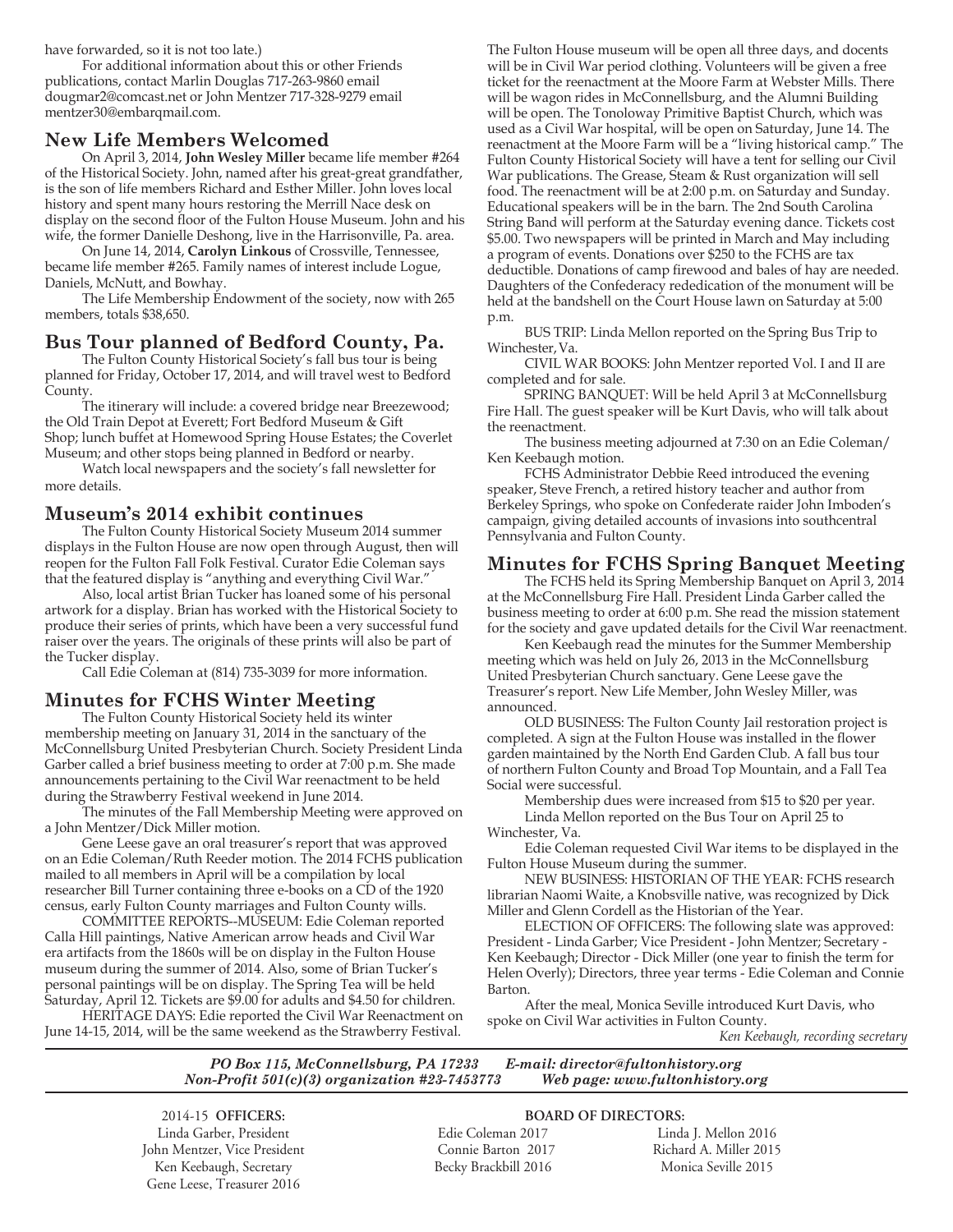have forwarded, so it is not too late.)

For additional information about this or other Friends publications, contact Marlin Douglas 717-263-9860 email dougmar2@comcast.net or John Mentzer 717-328-9279 email mentzer30@embarqmail.com.

## New Life Members Welcomed

On April 3, 2014, **John Wesley Miller** became life member #264 of the Historical Society. John, named after his great-great grandfather, is the son of life members Richard and Esther Miller. John loves local history and spent many hours restoring the Merrill Nace desk on display on the second floor of the Fulton House Museum. John and his wife, the former Danielle Deshong, live in the Harrisonville, Pa. area.

On June 14, 2014, **Carolyn Linkous** of Crossville, Tennessee, became life member #265. Family names of interest include Logue, Daniels, McNutt, and Bowhay.

The Life Membership Endowment of the society, now with 265 members, totals $38,650.

## Bus Tour planned of Bedford County, Pa.

The Fulton County Historical Society's fall bus tour is being planned for Friday, October 17, 2014, and will travel west to Bedford County.

The itinerary will include: a covered bridge near Breezewood; the Old Train Depot at Everett; Fort Bedford Museum & Gift Shop; lunch buffet at Homewood Spring House Estates; the Coverlet Museum; and other stops being planned in Bedford or nearby.

Watch local newspapers and the society's fall newsletter for more details.

## Museum's 2014 exhibit continues

The Fulton County Historical Society Museum 2014 summer displays in the Fulton House are now open through August, then will reopen for the Fulton Fall Folk Festival. Curator Edie Coleman says that the featured display is "anything and everything Civil War."

Also, local artist Brian Tucker has loaned some of his personal artwork for a display. Brian has worked with the Historical Society to produce their series of prints, which have been a very successful fund raiser over the years. The originals of these prints will also be part of the Tucker display.

Call Edie Coleman at (814) 735-3039 for more information.

## Minutes for FCHS Winter Meeting

The Fulton County Historical Society held its winter membership meeting on January 31, 2014 in the sanctuary of the McConnellsburg United Presbyterian Church. Society President Linda Garber called a brief business meeting to order at 7:00 p.m. She made announcements pertaining to the Civil War reenactment to be held during the Strawberry Festival weekend in June 2014.

The minutes of the Fall Membership Meeting were approved on a John Mentzer/Dick Miller motion.

Gene Leese gave an oral treasurer's report that was approved on an Edie Coleman/Ruth Reeder motion. The 2014 FCHS publication mailed to all members in April will be a compilation by local researcher Bill Turner containing three e-books on a CD of the 1920 census, early Fulton County marriages and Fulton County wills.

COMMITTEE REPORTS--MUSEUM: Edie Coleman reported Calla Hill paintings, Native American arrow heads and Civil War era artifacts from the 1860s will be on display in the Fulton House museum during the summer of 2014. Also, some of Brian Tucker's personal paintings will be on display. The Spring Tea will be held Saturday, April 12. Tickets are $9.00 for adults and $4.50 for children.

HERITAGE DAYS: Edie reported the Civil War Reenactment on June 14-15, 2014, will be the same weekend as the Strawberry Festival. The Fulton House museum will be open all three days, and docents will be in Civil War period clothing. Volunteers will be given a free ticket for the reenactment at the Moore Farm at Webster Mills. There will be wagon rides in McConnellsburg, and the Alumni Building will be open. The Tonoloway Primitive Baptist Church, which was used as a Civil War hospital, will be open on Saturday, June 14. The reenactment at the Moore Farm will be a "living historical camp." The Fulton County Historical Society will have a tent for selling our Civil War publications. The Grease, Steam & Rust organization will sell food. The reenactment will be at 2:00 p.m. on Saturday and Sunday. Educational speakers will be in the barn. The 2nd South Carolina String Band will perform at the Saturday evening dance. Tickets cost $5.00. Two newspapers will be printed in March and May including a program of events. Donations over $250 to the FCHS are tax deductible. Donations of camp firewood and bales of hay are needed. Daughters of the Confederacy rededication of the monument will be held at the bandshell on the Court House lawn on Saturday at 5:00 p.m.

BUS TRIP: Linda Mellon reported on the Spring Bus Trip to Winchester, Va.

CIVIL WAR BOOKS: John Mentzer reported Vol. I and II are completed and for sale.

SPRING BANQUET: Will be held April 3 at McConnellsburg Fire Hall. The guest speaker will be Kurt Davis, who will talk about the reenactment.

The business meeting adjourned at 7:30 on an Edie Coleman/ Ken Keebaugh motion.

FCHS Administrator Debbie Reed introduced the evening speaker, Steve French, a retired history teacher and author from Berkeley Springs, who spoke on Confederate raider John Imboden's campaign, giving detailed accounts of invasions into southcentral Pennsylvania and Fulton County.

## Minutes for FCHS Spring Banquet Meeting

The FCHS held its Spring Membership Banquet on April 3, 2014 at the McConnellsburg Fire Hall. President Linda Garber called the business meeting to order at 6:00 p.m. She read the mission statement for the society and gave updated details for the Civil War reenactment.

Ken Keebaugh read the minutes for the Summer Membership meeting which was held on July 26, 2013 in the McConnellsburg United Presbyterian Church sanctuary. Gene Leese gave the Treasurer's report. New Life Member, John Wesley Miller, was announced.

OLD BUSINESS: The Fulton County Jail restoration project is completed. A sign at the Fulton House was installed in the flower garden maintained by the North End Garden Club. A fall bus tour of northern Fulton County and Broad Top Mountain, and a Fall Tea Social were successful.

Membership dues were increased from $15 to $20 per year.

Linda Mellon reported on the Bus Tour on April 25 to Winchester, Va.

Edie Coleman requested Civil War items to be displayed in the Fulton House Museum during the summer.

NEW BUSINESS: HISTORIAN OF THE YEAR: FCHS research librarian Naomi Waite, a Knobsville native, was recognized by Dick Miller and Glenn Cordell as the Historian of the Year.

ELECTION OF OFFICERS: The following slate was approved: President - Linda Garber; Vice President - John Mentzer; Secretary - Ken Keebaugh; Director - Dick Miller (one year to finish the term for Helen Overly); Directors, three year terms - Edie Coleman and Connie Barton.

After the meal, Monica Seville introduced Kurt Davis, who spoke on Civil War activities in Fulton County.

*Ken Keebaugh, recording secretary*

***PO Box 115, McConnellsburg, PA 17233 E-mail: director@fultonhistory.org***
***Non-Profit 501(c)(3) organization #23-7453773 Web page: www.fultonhistory.org***

2014-15 **OFFICERS:**
Linda Garber, President
John Mentzer, Vice President
Ken Keebaugh, Secretary
Gene Leese, Treasurer 2016

**BOARD OF DIRECTORS:**
Edie Coleman 2017
Connie Barton 2017
Becky Brackbill 2016
Linda J. Mellon 2016
Richard A. Miller 2015
Monica Seville 2015